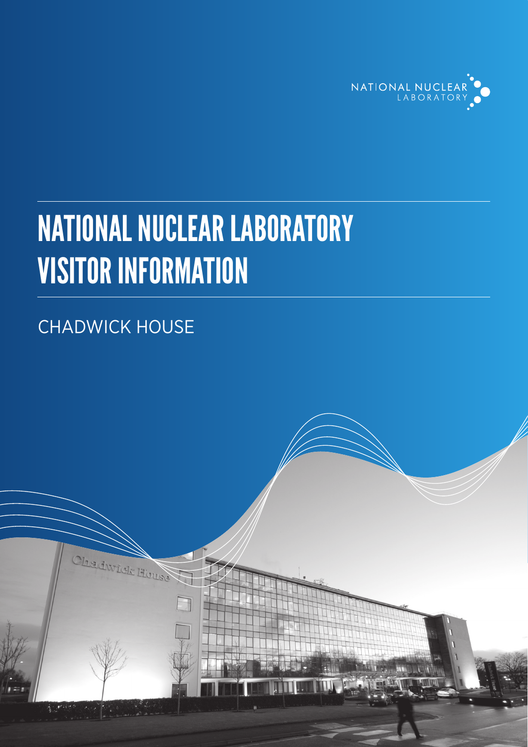NATIONAL NUCLEAR LABORATORY

# NATIONAL NUCLEAR LABORATORY VISITOR INFORMATION

## CHADWICK HOUSE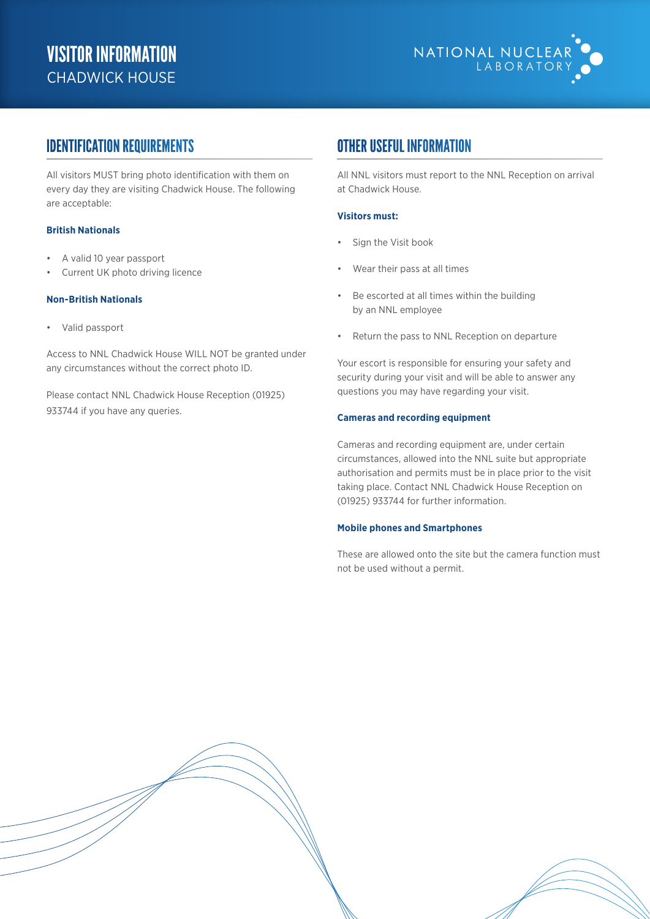# VISITOR INFORMATION

CHADWICK HOUSE

NATIONAL NUCLEAR LABORATORY

## IDENTIFICATION REQUIREMENTS

All visitors MUST bring photo identification with them on every day they are visiting Chadwick House. The following are acceptable:

**British Nationals**

- A valid 10 year passport
- Current UK photo driving licence

**Non-British Nationals**

- Valid passport

Access to NNL Chadwick House WILL NOT be granted under any circumstances without the correct photo ID.

Please contact NNL Chadwick House Reception (01925) 933744 if you have any queries.

## OTHER USEFUL INFORMATION

All NNL visitors must report to the NNL Reception on arrival at Chadwick House.

**Visitors must:**

- Sign the Visit book
- Wear their pass at all times
- Be escorted at all times within the building by an NNL employee
- Return the pass to NNL Reception on departure

Your escort is responsible for ensuring your safety and security during your visit and will be able to answer any questions you may have regarding your visit.

**Cameras and recording equipment**

Cameras and recording equipment are, under certain circumstances, allowed into the NNL suite but appropriate authorisation and permits must be in place prior to the visit taking place. Contact NNL Chadwick House Reception on (01925) 933744 for further information.

**Mobile phones and Smartphones**

These are allowed onto the site but the camera function must not be used without a permit.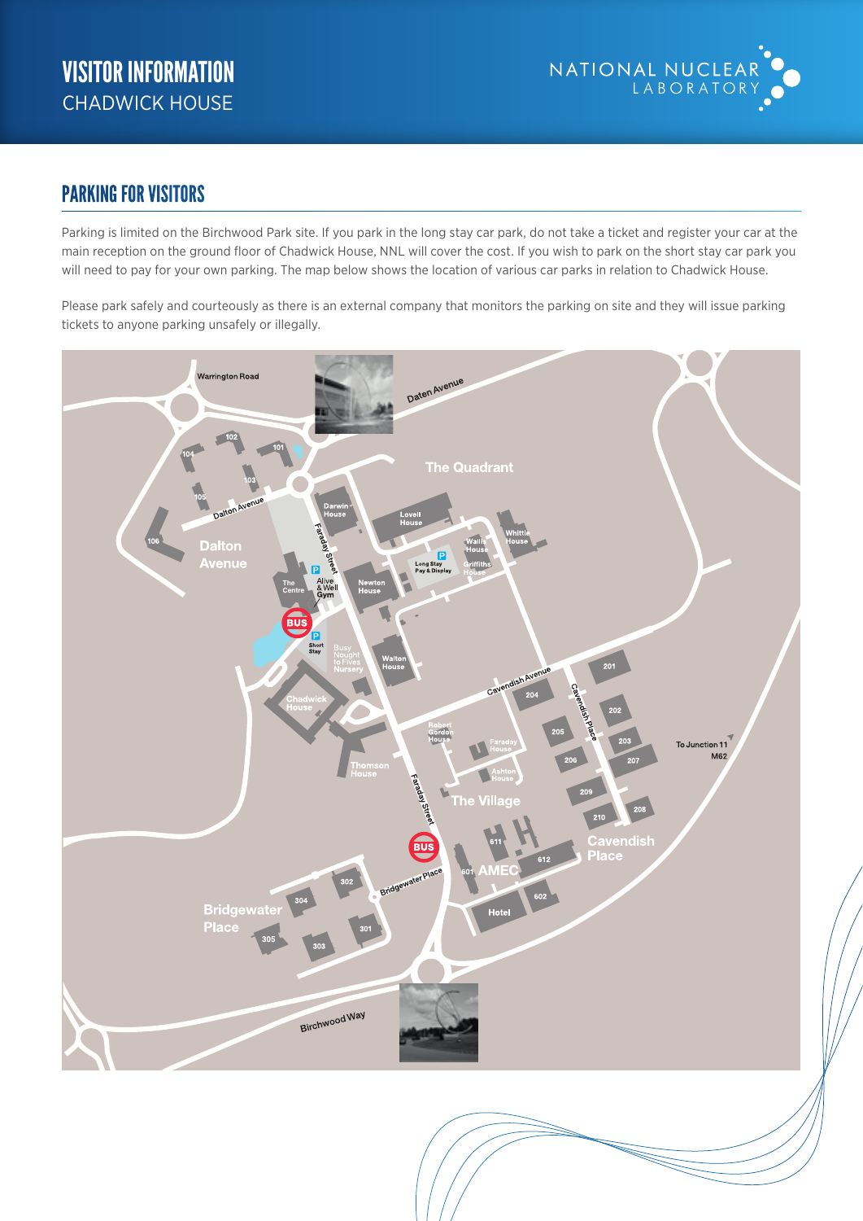# VISITOR INFORMATION

CHADWICK HOUSE

## PARKING FOR VISITORS

Parking is limited on the Birchwood Park site. If you park in the long stay car park, do not take a ticket and register your car at the main reception on the ground floor of Chadwick House, NNL will cover the cost. If you wish to park on the short stay car park you will need to pay for your own parking. The map below shows the location of various car parks in relation to Chadwick House.

Please park safely and courteously as there is an external company that monitors the parking on site and they will issue parking tickets to anyone parking unsafely or illegally.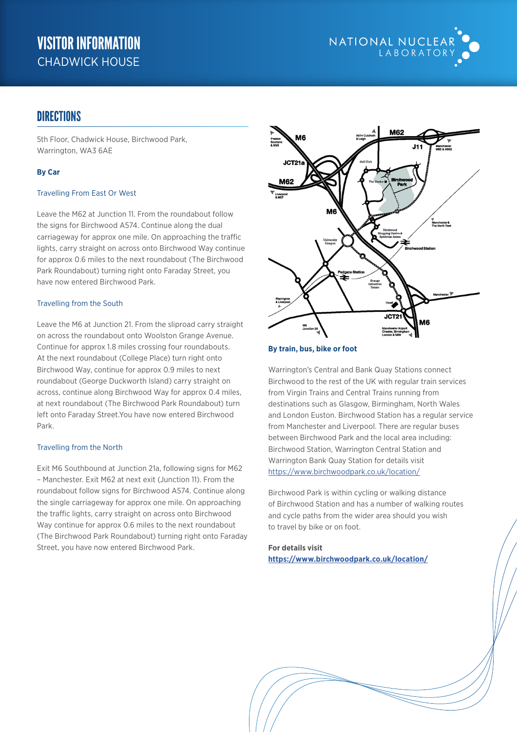# VISITOR INFORMATION

CHADWICK HOUSE

NATIONAL NUCLEAR LABORATORY

## DIRECTIONS

5th Floor, Chadwick House, Birchwood Park,
Warrington, WA3 6AE

**By Car**

### Travelling From East Or West

Leave the M62 at Junction 11. From the roundabout follow the signs for Birchwood A574. Continue along the dual carriageway for approx one mile. On approaching the traffic lights, carry straight on across onto Birchwood Way continue for approx 0.6 miles to the next roundabout (The Birchwood Park Roundabout) turning right onto Faraday Street, you have now entered Birchwood Park.

### Travelling from the South

Leave the M6 at Junction 21. From the sliproad carry straight on across the roundabout onto Woolston Grange Avenue. Continue for approx 1.8 miles crossing four roundabouts. At the next roundabout (College Place) turn right onto Birchwood Way, continue for approx 0.9 miles to next roundabout (George Duckworth Island) carry straight on across, continue along Birchwood Way for approx 0.4 miles, at next roundabout (The Birchwood Park Roundabout) turn left onto Faraday Street.You have now entered Birchwood Park.

### Travelling from the North

Exit M6 Southbound at Junction 21a, following signs for M62 – Manchester. Exit M62 at next exit (Junction 11). From the roundabout follow signs for Birchwood A574. Continue along the single carriageway for approx one mile. On approaching the traffic lights, carry straight on across onto Birchwood Way continue for approx 0.6 miles to the next roundabout (The Birchwood Park Roundabout) turning right onto Faraday Street, you have now entered Birchwood Park.

M6
Preston Scotland & M58
A574 Culcheth & Leigh
M62
J11
Manchester M60 & M602
JCT21a
Golf Club
M62
The Centre
Birchwood Park
Liverpool & M57
M6
Manchester & The North East
University Campus
Birchwood Shopping Centre & Spectrum Arena
Birchwood Station
Padgate Station
Grange Industrial Estate
Warrington & Liverpool
Manchester
Hotel
JCT21
M6
M6 Junction 20
Manchester Airport Chester, Birmingham London & M56

**By train, bus, bike or foot**

Warrington's Central and Bank Quay Stations connect Birchwood to the rest of the UK with regular train services from Virgin Trains and Central Trains running from destinations such as Glasgow, Birmingham, North Wales and London Euston. Birchwood Station has a regular service from Manchester and Liverpool. There are regular buses between Birchwood Park and the local area including: Birchwood Station, Warrington Central Station and Warrington Bank Quay Station for details visit https://www.birchwoodpark.co.uk/location/

Birchwood Park is within cycling or walking distance of Birchwood Station and has a number of walking routes and cycle paths from the wider area should you wish to travel by bike or on foot.

**For details visit**
**https://www.birchwoodpark.co.uk/location/**